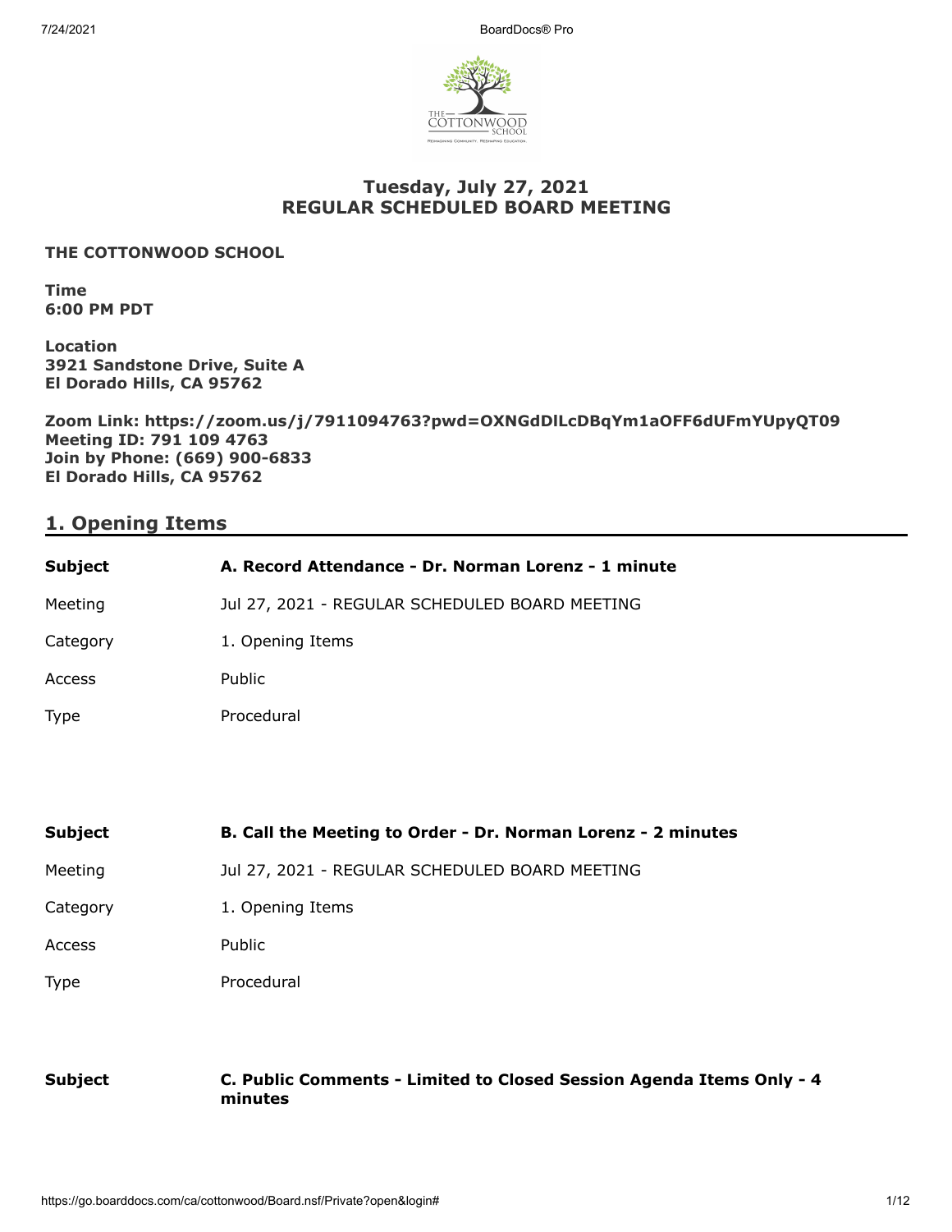# Tuesday, July 27, 2021
# REGULAR SCHEDULED BOARD MEETING

**THE COTTONWOOD SCHOOL**

**Time**
**6:00 PM PDT**

**Location**
**3921 Sandstone Drive, Suite A**
**El Dorado Hills, CA 95762**

**Zoom Link: https://zoom.us/j/7911094763?pwd=OXNGdDlLcDBqYm1aOFF6dUFmYUpyQT09**
**Meeting ID: 791 109 4763**
**Join by Phone: (669) 900-6833**
**El Dorado Hills, CA 95762**

## 1. Opening Items

| | |
|---|---|
| **Subject** | **A. Record Attendance - Dr. Norman Lorenz - 1 minute** |
| Meeting | Jul 27, 2021 - REGULAR SCHEDULED BOARD MEETING |
| Category | 1. Opening Items |
| Access | Public |
| Type | Procedural |

| | |
|---|---|
| **Subject** | **B. Call the Meeting to Order - Dr. Norman Lorenz - 2 minutes** |
| Meeting | Jul 27, 2021 - REGULAR SCHEDULED BOARD MEETING |
| Category | 1. Opening Items |
| Access | Public |
| Type | Procedural |

| | |
|---|---|
| **Subject** | **C. Public Comments - Limited to Closed Session Agenda Items Only - 4 minutes** |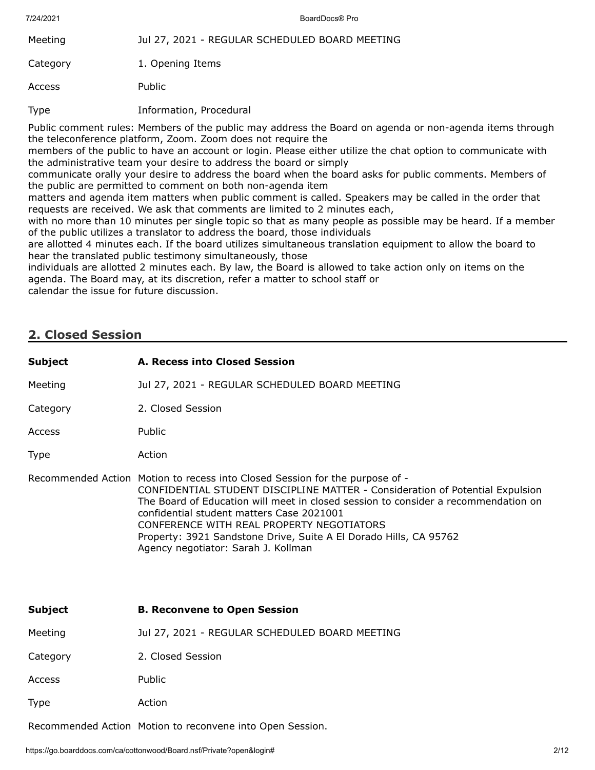| | |
|---|---|
| Meeting | Jul 27, 2021 - REGULAR SCHEDULED BOARD MEETING |
| Category | 1. Opening Items |
| Access | Public |
| Type | Information, Procedural |

Public comment rules: Members of the public may address the Board on agenda or non-agenda items through the teleconference platform, Zoom. Zoom does not require the members of the public to have an account or login. Please either utilize the chat option to communicate with the administrative team your desire to address the board or simply communicate orally your desire to address the board when the board asks for public comments. Members of the public are permitted to comment on both non-agenda item matters and agenda item matters when public comment is called. Speakers may be called in the order that requests are received. We ask that comments are limited to 2 minutes each, with no more than 10 minutes per single topic so that as many people as possible may be heard. If a member of the public utilizes a translator to address the board, those individuals are allotted 4 minutes each. If the board utilizes simultaneous translation equipment to allow the board to hear the translated public testimony simultaneously, those individuals are allotted 2 minutes each. By law, the Board is allowed to take action only on items on the agenda. The Board may, at its discretion, refer a matter to school staff or calendar the issue for future discussion.

## 2. Closed Session

| | |
|---|---|
| **Subject** | **A. Recess into Closed Session** |
| Meeting | Jul 27, 2021 - REGULAR SCHEDULED BOARD MEETING |
| Category | 2. Closed Session |
| Access | Public |
| Type | Action |
| Recommended Action | Motion to recess into Closed Session for the purpose of - CONFIDENTIAL STUDENT DISCIPLINE MATTER - Consideration of Potential Expulsion The Board of Education will meet in closed session to consider a recommendation on confidential student matters Case 2021001 CONFERENCE WITH REAL PROPERTY NEGOTIATORS Property: 3921 Sandstone Drive, Suite A El Dorado Hills, CA 95762 Agency negotiator: Sarah J. Kollman |

| | |
|---|---|
| **Subject** | **B. Reconvene to Open Session** |
| Meeting | Jul 27, 2021 - REGULAR SCHEDULED BOARD MEETING |
| Category | 2. Closed Session |
| Access | Public |
| Type | Action |
| Recommended Action | Motion to reconvene into Open Session. |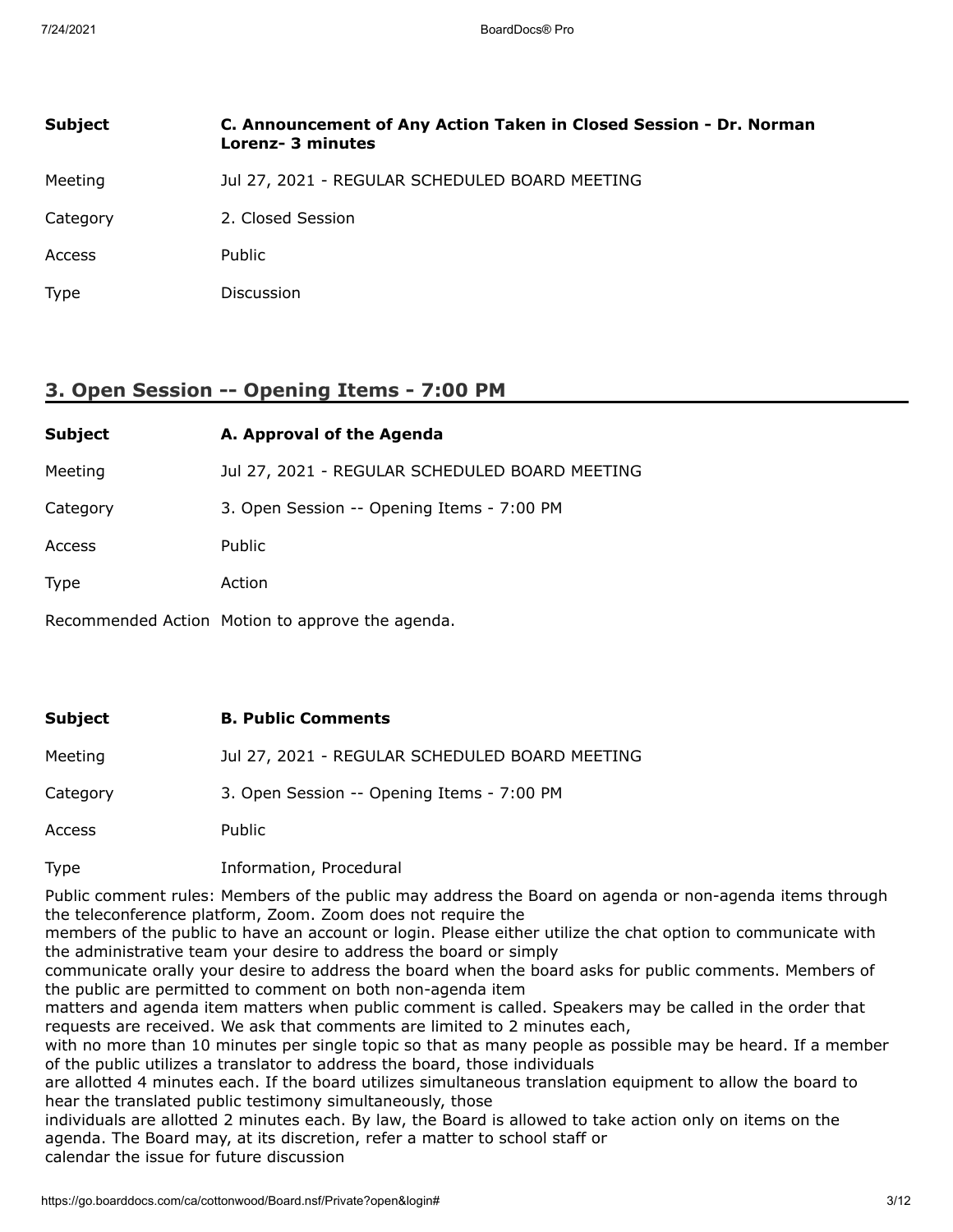| | |
|---|---|
| **Subject** | **C. Announcement of Any Action Taken in Closed Session - Dr. Norman Lorenz- 3 minutes** |
| Meeting | Jul 27, 2021 - REGULAR SCHEDULED BOARD MEETING |
| Category | 2. Closed Session |
| Access | Public |
| Type | Discussion |

## 3. Open Session -- Opening Items - 7:00 PM

| | |
|---|---|
| **Subject** | **A. Approval of the Agenda** |
| Meeting | Jul 27, 2021 - REGULAR SCHEDULED BOARD MEETING |
| Category | 3. Open Session -- Opening Items - 7:00 PM |
| Access | Public |
| Type | Action |
| Recommended Action | Motion to approve the agenda. |

| | |
|---|---|
| **Subject** | **B. Public Comments** |
| Meeting | Jul 27, 2021 - REGULAR SCHEDULED BOARD MEETING |
| Category | 3. Open Session -- Opening Items - 7:00 PM |
| Access | Public |
| Type | Information, Procedural |

Public comment rules: Members of the public may address the Board on agenda or non-agenda items through the teleconference platform, Zoom. Zoom does not require the members of the public to have an account or login. Please either utilize the chat option to communicate with the administrative team your desire to address the board or simply communicate orally your desire to address the board when the board asks for public comments. Members of the public are permitted to comment on both non-agenda item matters and agenda item matters when public comment is called. Speakers may be called in the order that requests are received. We ask that comments are limited to 2 minutes each, with no more than 10 minutes per single topic so that as many people as possible may be heard. If a member of the public utilizes a translator to address the board, those individuals are allotted 4 minutes each. If the board utilizes simultaneous translation equipment to allow the board to hear the translated public testimony simultaneously, those individuals are allotted 2 minutes each. By law, the Board is allowed to take action only on items on the agenda. The Board may, at its discretion, refer a matter to school staff or calendar the issue for future discussion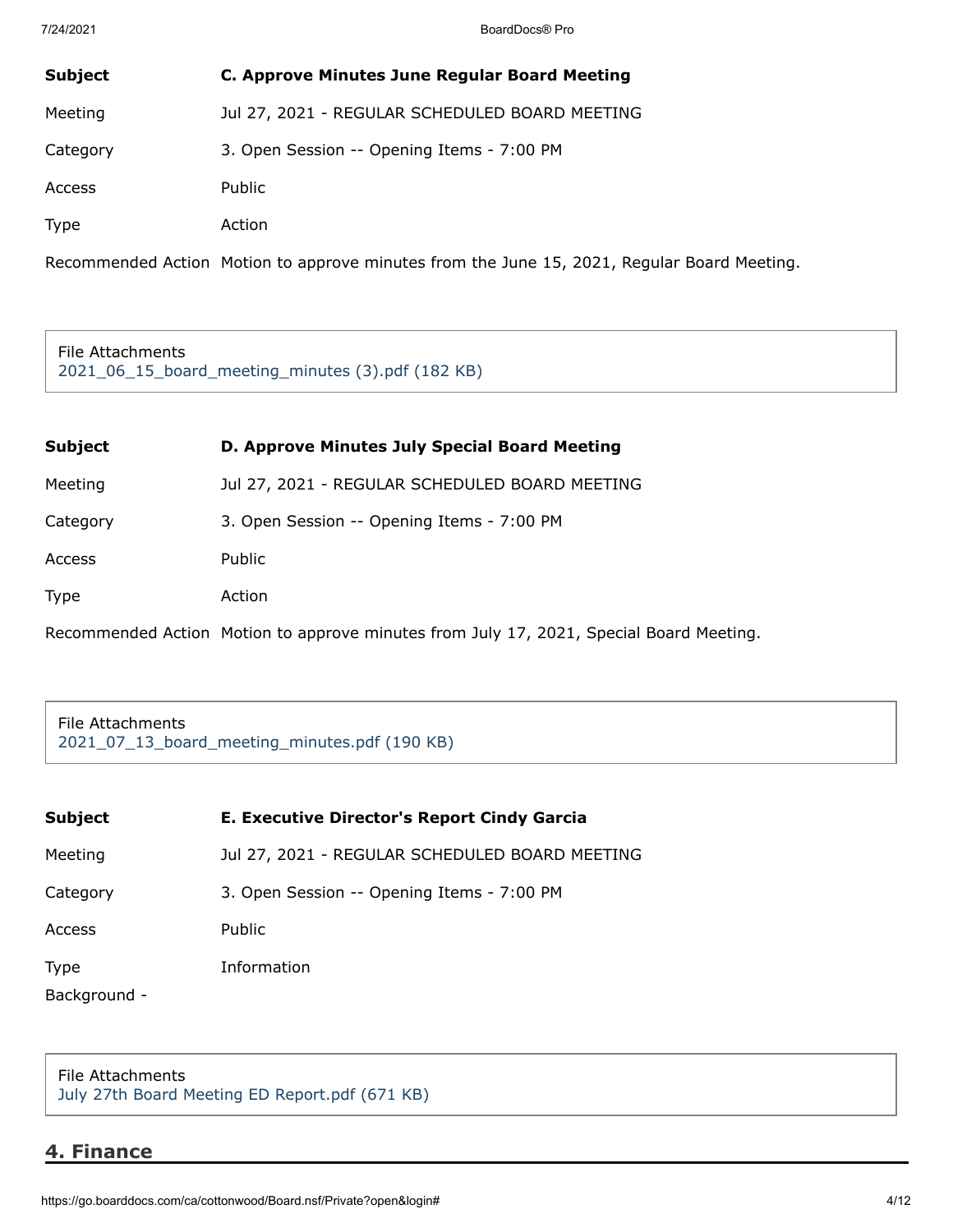| | |
|---|---|
| **Subject** | **C. Approve Minutes June Regular Board Meeting** |
| Meeting | Jul 27, 2021 - REGULAR SCHEDULED BOARD MEETING |
| Category | 3. Open Session -- Opening Items - 7:00 PM |
| Access | Public |
| Type | Action |
| Recommended Action | Motion to approve minutes from the June 15, 2021, Regular Board Meeting. |

File Attachments
2021_06_15_board_meeting_minutes (3).pdf (182 KB)

| | |
|---|---|
| **Subject** | **D. Approve Minutes July Special Board Meeting** |
| Meeting | Jul 27, 2021 - REGULAR SCHEDULED BOARD MEETING |
| Category | 3. Open Session -- Opening Items - 7:00 PM |
| Access | Public |
| Type | Action |
| Recommended Action | Motion to approve minutes from July 17, 2021, Special Board Meeting. |

File Attachments
2021_07_13_board_meeting_minutes.pdf (190 KB)

| | |
|---|---|
| **Subject** | **E. Executive Director's Report Cindy Garcia** |
| Meeting | Jul 27, 2021 - REGULAR SCHEDULED BOARD MEETING |
| Category | 3. Open Session -- Opening Items - 7:00 PM |
| Access | Public |
| Type | Information |
| Background - | |

File Attachments
July 27th Board Meeting ED Report.pdf (671 KB)

## 4. Finance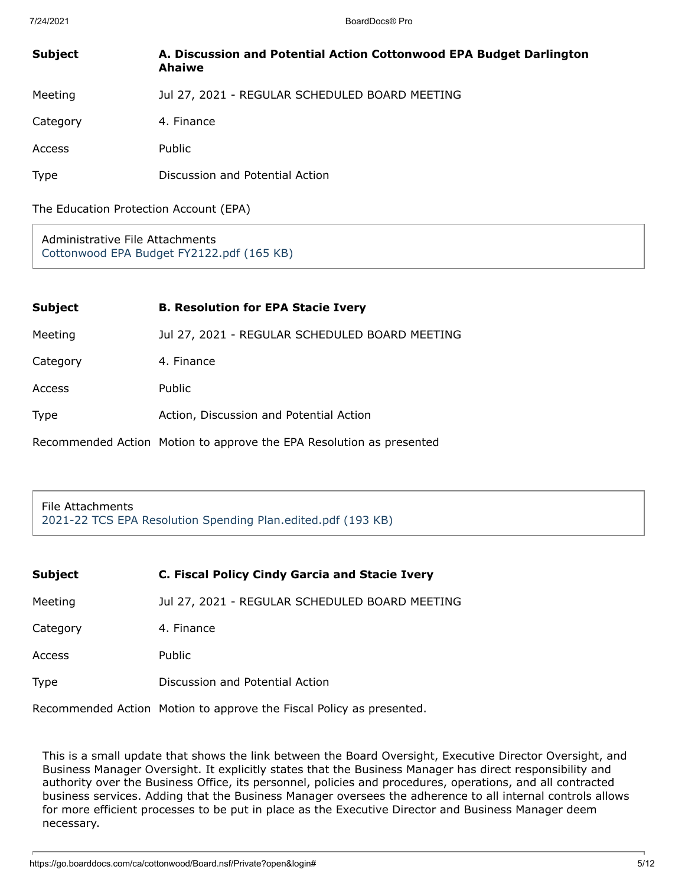| Subject | A. Discussion and Potential Action Cottonwood EPA Budget Darlington Ahaiwe |
| --- | --- |
| Meeting | Jul 27, 2021 - REGULAR SCHEDULED BOARD MEETING |
| Category | 4. Finance |
| Access | Public |
| Type | Discussion and Potential Action |

The Education Protection Account (EPA)

Administrative File Attachments
Cottonwood EPA Budget FY2122.pdf (165 KB)

| Subject | B. Resolution for EPA Stacie Ivery |
| --- | --- |
| Meeting | Jul 27, 2021 - REGULAR SCHEDULED BOARD MEETING |
| Category | 4. Finance |
| Access | Public |
| Type | Action, Discussion and Potential Action |
| Recommended Action | Motion to approve the EPA Resolution as presented |

File Attachments
2021-22 TCS EPA Resolution Spending Plan.edited.pdf (193 KB)

| Subject | C. Fiscal Policy Cindy Garcia and Stacie Ivery |
| --- | --- |
| Meeting | Jul 27, 2021 - REGULAR SCHEDULED BOARD MEETING |
| Category | 4. Finance |
| Access | Public |
| Type | Discussion and Potential Action |
| Recommended Action | Motion to approve the Fiscal Policy as presented. |

This is a small update that shows the link between the Board Oversight, Executive Director Oversight, and Business Manager Oversight. It explicitly states that the Business Manager has direct responsibility and authority over the Business Office, its personnel, policies and procedures, operations, and all contracted business services. Adding that the Business Manager oversees the adherence to all internal controls allows for more efficient processes to be put in place as the Executive Director and Business Manager deem necessary.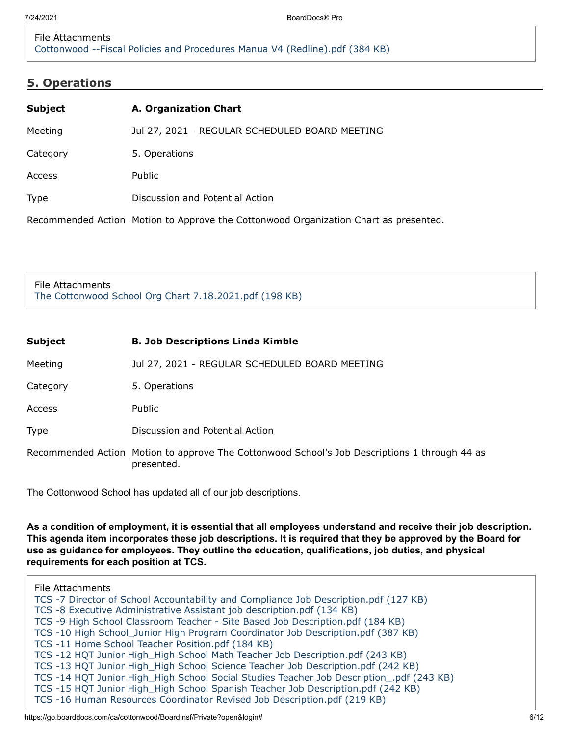File Attachments
Cottonwood --Fiscal Policies and Procedures Manua V4 (Redline).pdf (384 KB)

## 5. Operations

| **Subject** | **A. Organization Chart** |
|---|---|
| Meeting | Jul 27, 2021 - REGULAR SCHEDULED BOARD MEETING |
| Category | 5. Operations |
| Access | Public |
| Type | Discussion and Potential Action |
| Recommended Action | Motion to Approve the Cottonwood Organization Chart as presented. |

File Attachments
The Cottonwood School Org Chart 7.18.2021.pdf (198 KB)

| **Subject** | **B. Job Descriptions Linda Kimble** |
|---|---|
| Meeting | Jul 27, 2021 - REGULAR SCHEDULED BOARD MEETING |
| Category | 5. Operations |
| Access | Public |
| Type | Discussion and Potential Action |
| Recommended Action | Motion to approve The Cottonwood School's Job Descriptions 1 through 44 as presented. |

The Cottonwood School has updated all of our job descriptions.

**As a condition of employment, it is essential that all employees understand and receive their job description. This agenda item incorporates these job descriptions. It is required that they be approved by the Board for use as guidance for employees. They outline the education, qualifications, job duties, and physical requirements for each position at TCS.**

File Attachments
TCS -7 Director of School Accountability and Compliance Job Description.pdf (127 KB)
TCS -8 Executive Administrative Assistant job description.pdf (134 KB)
TCS -9 High School Classroom Teacher - Site Based Job Description.pdf (184 KB)
TCS -10 High School_Junior High Program Coordinator Job Description.pdf (387 KB)
TCS -11 Home School Teacher Position.pdf (184 KB)
TCS -12 HQT Junior High_High School Math Teacher Job Description.pdf (243 KB)
TCS -13 HQT Junior High_High School Science Teacher Job Description.pdf (242 KB)
TCS -14 HQT Junior High_High School Social Studies Teacher Job Description_.pdf (243 KB)
TCS -15 HQT Junior High_High School Spanish Teacher Job Description.pdf (242 KB)
TCS -16 Human Resources Coordinator Revised Job Description.pdf (219 KB)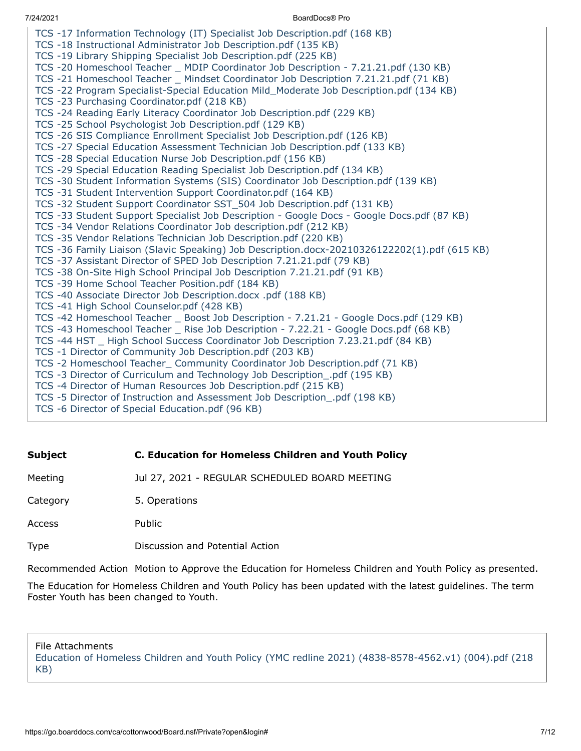TCS -17 Information Technology (IT) Specialist Job Description.pdf (168 KB)
TCS -18 Instructional Administrator Job Description.pdf (135 KB)
TCS -19 Library Shipping Specialist Job Description.pdf (225 KB)
TCS -20 Homeschool Teacher _ MDIP Coordinator Job Description - 7.21.21.pdf (130 KB)
TCS -21 Homeschool Teacher _ Mindset Coordinator Job Description 7.21.21.pdf (71 KB)
TCS -22 Program Specialist-Special Education Mild_Moderate Job Description.pdf (134 KB)
TCS -23 Purchasing Coordinator.pdf (218 KB)
TCS -24 Reading Early Literacy Coordinator Job Description.pdf (229 KB)
TCS -25 School Psychologist Job Description.pdf (129 KB)
TCS -26 SIS Compliance Enrollment Specialist Job Description.pdf (126 KB)
TCS -27 Special Education Assessment Technician Job Description.pdf (133 KB)
TCS -28 Special Education Nurse Job Description.pdf (156 KB)
TCS -29 Special Education Reading Specialist Job Description.pdf (134 KB)
TCS -30 Student Information Systems (SIS) Coordinator Job Description.pdf (139 KB)
TCS -31 Student Intervention Support Coordinator.pdf (164 KB)
TCS -32 Student Support Coordinator SST_504 Job Description.pdf (131 KB)
TCS -33 Student Support Specialist Job Description - Google Docs - Google Docs.pdf (87 KB)
TCS -34 Vendor Relations Coordinator Job description.pdf (212 KB)
TCS -35 Vendor Relations Technician Job Description.pdf (220 KB)
TCS -36 Family Liaison (Slavic Speaking) Job Description.docx-20210326122202(1).pdf (615 KB)
TCS -37 Assistant Director of SPED Job Description 7.21.21.pdf (79 KB)
TCS -38 On-Site High School Principal Job Description 7.21.21.pdf (91 KB)
TCS -39 Home School Teacher Position.pdf (184 KB)
TCS -40 Associate Director Job Description.docx .pdf (188 KB)
TCS -41 High School Counselor.pdf (428 KB)
TCS -42 Homeschool Teacher _ Boost Job Description - 7.21.21 - Google Docs.pdf (129 KB)
TCS -43 Homeschool Teacher _ Rise Job Description - 7.22.21 - Google Docs.pdf (68 KB)
TCS -44 HST _ High School Success Coordinator Job Description 7.23.21.pdf (84 KB)
TCS -1 Director of Community Job Description.pdf (203 KB)
TCS -2 Homeschool Teacher_ Community Coordinator Job Description.pdf (71 KB)
TCS -3 Director of Curriculum and Technology Job Description_.pdf (195 KB)
TCS -4 Director of Human Resources Job Description.pdf (215 KB)
TCS -5 Director of Instruction and Assessment Job Description_.pdf (198 KB)
TCS -6 Director of Special Education.pdf (96 KB)

| | |
|---|---|
| **Subject** | **C. Education for Homeless Children and Youth Policy** |
| Meeting | Jul 27, 2021 - REGULAR SCHEDULED BOARD MEETING |
| Category | 5. Operations |
| Access | Public |
| Type | Discussion and Potential Action |

Recommended Action Motion to Approve the Education for Homeless Children and Youth Policy as presented.

The Education for Homeless Children and Youth Policy has been updated with the latest guidelines. The term Foster Youth has been changed to Youth.

File Attachments
Education of Homeless Children and Youth Policy (YMC redline 2021) (4838-8578-4562.v1) (004).pdf (218 KB)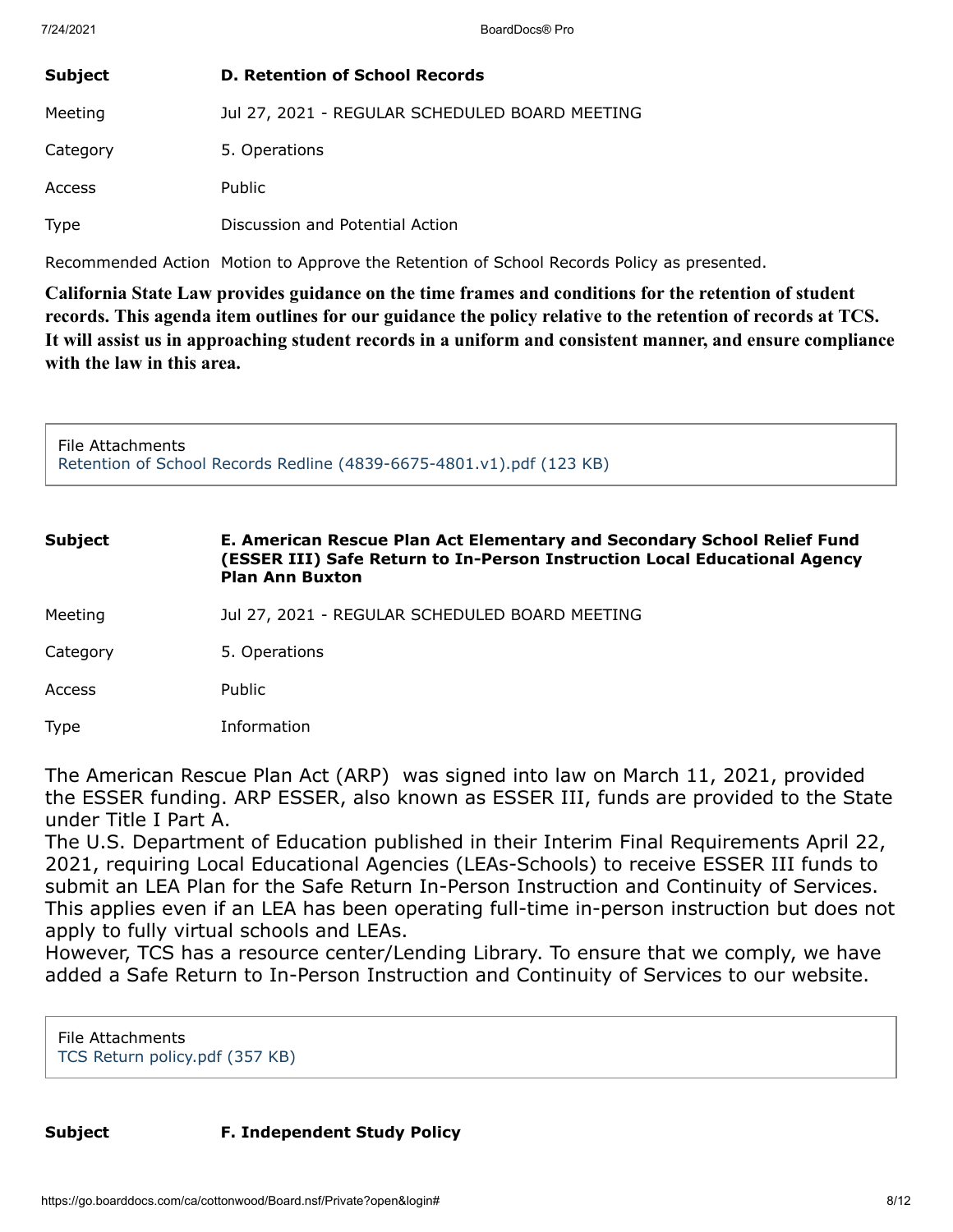| | |
|---|---|
| **Subject** | **D. Retention of School Records** |
| Meeting | Jul 27, 2021 - REGULAR SCHEDULED BOARD MEETING |
| Category | 5. Operations |
| Access | Public |
| Type | Discussion and Potential Action |
| Recommended Action | Motion to Approve the Retention of School Records Policy as presented. |

**California State Law provides guidance on the time frames and conditions for the retention of student records. This agenda item outlines for our guidance the policy relative to the retention of records at TCS. It will assist us in approaching student records in a uniform and consistent manner, and ensure compliance with the law in this area.**

File Attachments
Retention of School Records Redline (4839-6675-4801.v1).pdf (123 KB)

| | |
|---|---|
| **Subject** | **E. American Rescue Plan Act Elementary and Secondary School Relief Fund (ESSER III) Safe Return to In-Person Instruction Local Educational Agency Plan Ann Buxton** |
| Meeting | Jul 27, 2021 - REGULAR SCHEDULED BOARD MEETING |
| Category | 5. Operations |
| Access | Public |
| Type | Information |

The American Rescue Plan Act (ARP) was signed into law on March 11, 2021, provided the ESSER funding. ARP ESSER, also known as ESSER III, funds are provided to the State under Title I Part A.
The U.S. Department of Education published in their Interim Final Requirements April 22, 2021, requiring Local Educational Agencies (LEAs-Schools) to receive ESSER III funds to submit an LEA Plan for the Safe Return In-Person Instruction and Continuity of Services. This applies even if an LEA has been operating full-time in-person instruction but does not apply to fully virtual schools and LEAs.
However, TCS has a resource center/Lending Library. To ensure that we comply, we have added a Safe Return to In-Person Instruction and Continuity of Services to our website.

File Attachments
TCS Return policy.pdf (357 KB)

| | |
|---|---|
| **Subject** | **F. Independent Study Policy** |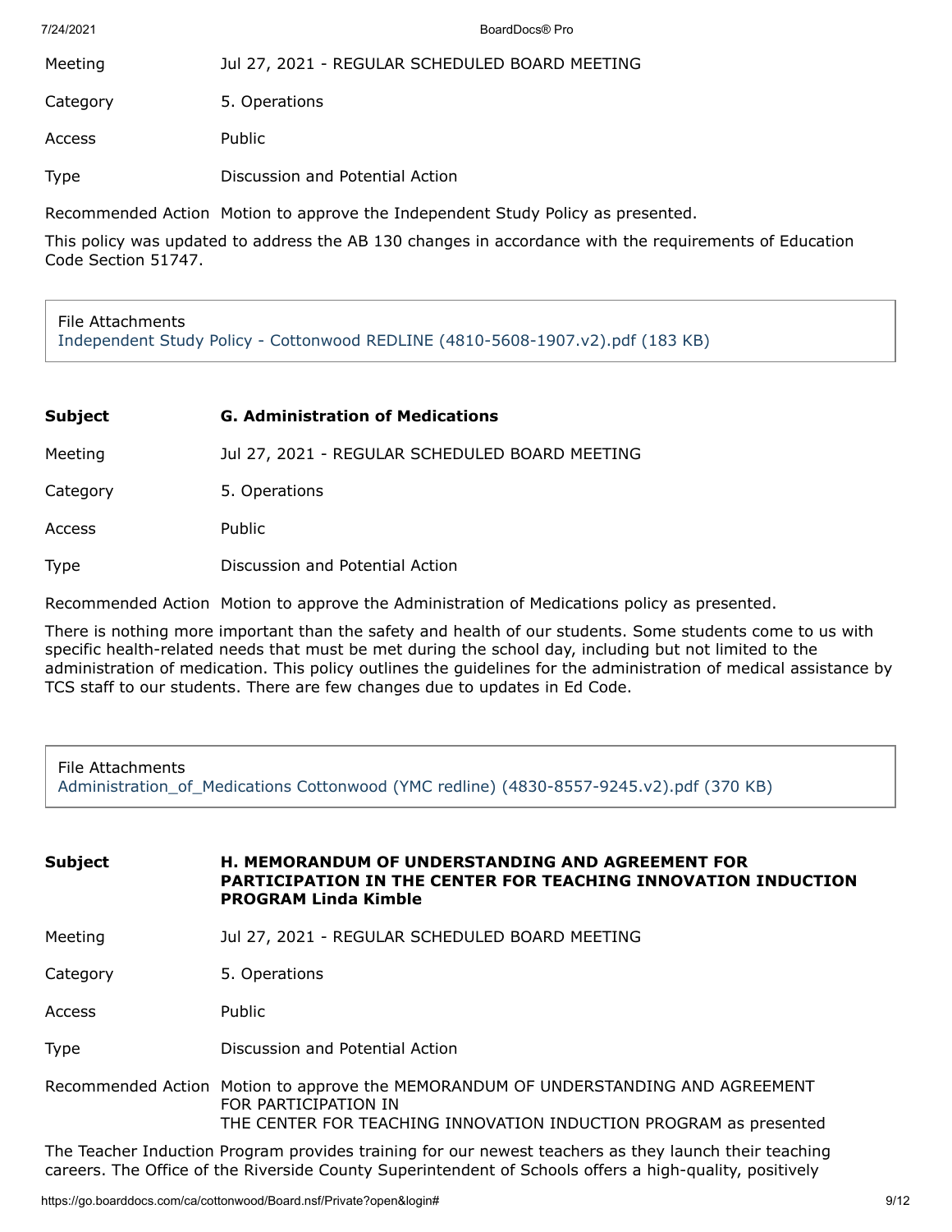| | |
|---|---|
| Meeting | Jul 27, 2021 - REGULAR SCHEDULED BOARD MEETING |
| Category | 5. Operations |
| Access | Public |
| Type | Discussion and Potential Action |
| Recommended Action | Motion to approve the Independent Study Policy as presented. |

This policy was updated to address the AB 130 changes in accordance with the requirements of Education Code Section 51747.

File Attachments
Independent Study Policy - Cottonwood REDLINE (4810-5608-1907.v2).pdf (183 KB)

| | |
|---|---|
| **Subject** | **G. Administration of Medications** |
| Meeting | Jul 27, 2021 - REGULAR SCHEDULED BOARD MEETING |
| Category | 5. Operations |
| Access | Public |
| Type | Discussion and Potential Action |
| Recommended Action | Motion to approve the Administration of Medications policy as presented. |

There is nothing more important than the safety and health of our students. Some students come to us with specific health-related needs that must be met during the school day, including but not limited to the administration of medication. This policy outlines the guidelines for the administration of medical assistance by TCS staff to our students. There are few changes due to updates in Ed Code.

File Attachments
Administration_of_Medications Cottonwood (YMC redline) (4830-8557-9245.v2).pdf (370 KB)

| | |
|---|---|
| **Subject** | **H. MEMORANDUM OF UNDERSTANDING AND AGREEMENT FOR PARTICIPATION IN THE CENTER FOR TEACHING INNOVATION INDUCTION PROGRAM Linda Kimble** |
| Meeting | Jul 27, 2021 - REGULAR SCHEDULED BOARD MEETING |
| Category | 5. Operations |
| Access | Public |
| Type | Discussion and Potential Action |
| Recommended Action | Motion to approve the MEMORANDUM OF UNDERSTANDING AND AGREEMENT FOR PARTICIPATION IN THE CENTER FOR TEACHING INNOVATION INDUCTION PROGRAM as presented |

The Teacher Induction Program provides training for our newest teachers as they launch their teaching careers. The Office of the Riverside County Superintendent of Schools offers a high-quality, positively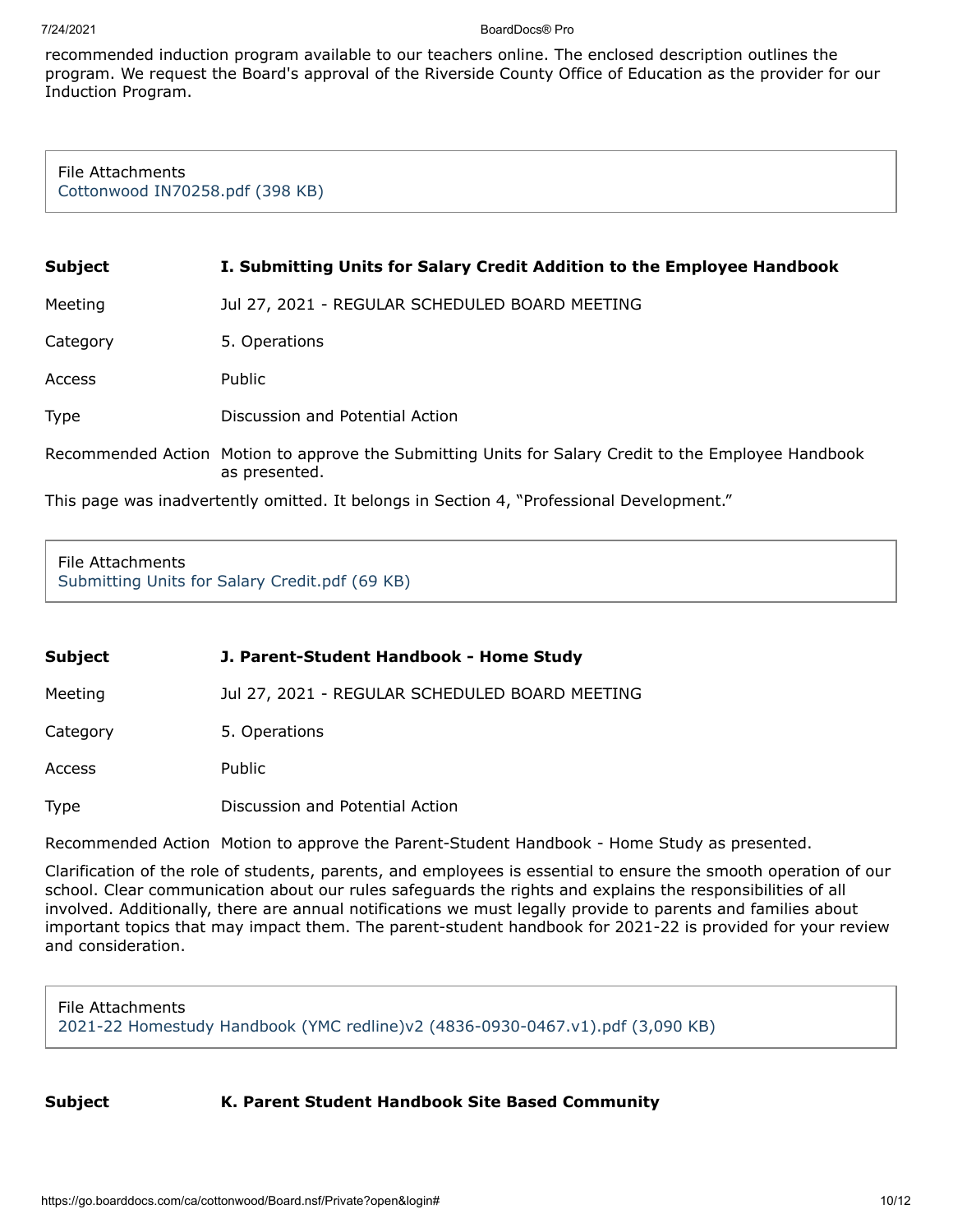recommended induction program available to our teachers online. The enclosed description outlines the program. We request the Board's approval of the Riverside County Office of Education as the provider for our Induction Program.

File Attachments
Cottonwood IN70258.pdf (398 KB)

| | |
|---|---|
| **Subject** | **I. Submitting Units for Salary Credit Addition to the Employee Handbook** |
| Meeting | Jul 27, 2021 - REGULAR SCHEDULED BOARD MEETING |
| Category | 5. Operations |
| Access | Public |
| Type | Discussion and Potential Action |
| Recommended Action | Motion to approve the Submitting Units for Salary Credit to the Employee Handbook as presented. |

This page was inadvertently omitted. It belongs in Section 4, "Professional Development."

File Attachments
Submitting Units for Salary Credit.pdf (69 KB)

| | |
|---|---|
| **Subject** | **J. Parent-Student Handbook - Home Study** |
| Meeting | Jul 27, 2021 - REGULAR SCHEDULED BOARD MEETING |
| Category | 5. Operations |
| Access | Public |
| Type | Discussion and Potential Action |
| Recommended Action | Motion to approve the Parent-Student Handbook - Home Study as presented. |

Clarification of the role of students, parents, and employees is essential to ensure the smooth operation of our school. Clear communication about our rules safeguards the rights and explains the responsibilities of all involved. Additionally, there are annual notifications we must legally provide to parents and families about important topics that may impact them. The parent-student handbook for 2021-22 is provided for your review and consideration.

File Attachments
2021-22 Homestudy Handbook (YMC redline)v2 (4836-0930-0467.v1).pdf (3,090 KB)

| | |
|---|---|
| **Subject** | **K. Parent Student Handbook Site Based Community** |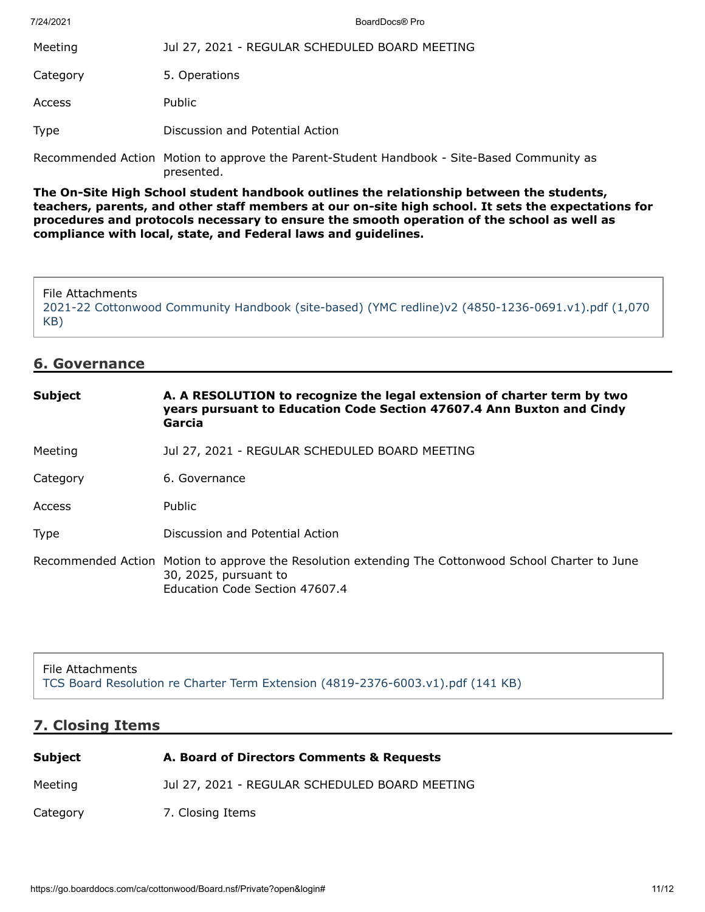| | |
|---|---|
| Meeting | Jul 27, 2021 - REGULAR SCHEDULED BOARD MEETING |
| Category | 5. Operations |
| Access | Public |
| Type | Discussion and Potential Action |
| Recommended Action | Motion to approve the Parent-Student Handbook - Site-Based Community as presented. |

**The On-Site High School student handbook outlines the relationship between the students, teachers, parents, and other staff members at our on-site high school. It sets the expectations for procedures and protocols necessary to ensure the smooth operation of the school as well as compliance with local, state, and Federal laws and guidelines.**

File Attachments
2021-22 Cottonwood Community Handbook (site-based) (YMC redline)v2 (4850-1236-0691.v1).pdf (1,070 KB)

## 6. Governance

| | |
|---|---|
| **Subject** | **A. A RESOLUTION to recognize the legal extension of charter term by two years pursuant to Education Code Section 47607.4 Ann Buxton and Cindy Garcia** |
| Meeting | Jul 27, 2021 - REGULAR SCHEDULED BOARD MEETING |
| Category | 6. Governance |
| Access | Public |
| Type | Discussion and Potential Action |
| Recommended Action | Motion to approve the Resolution extending The Cottonwood School Charter to June 30, 2025, pursuant to Education Code Section 47607.4 |

File Attachments
TCS Board Resolution re Charter Term Extension (4819-2376-6003.v1).pdf (141 KB)

## 7. Closing Items

| | |
|---|---|
| **Subject** | **A. Board of Directors Comments & Requests** |
| Meeting | Jul 27, 2021 - REGULAR SCHEDULED BOARD MEETING |
| Category | 7. Closing Items |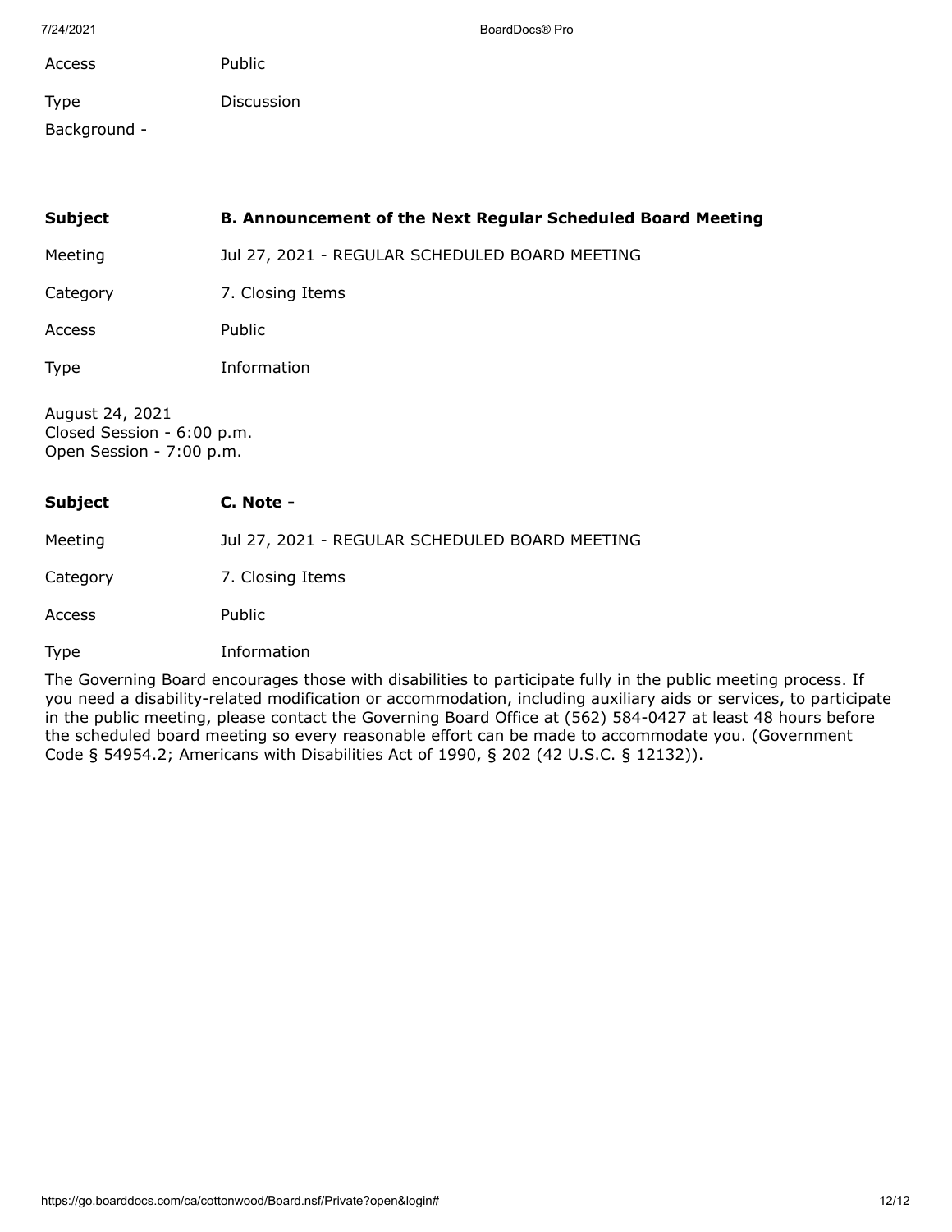| | |
|---|---|
| Access | Public |
| Type | Discussion |

Background -

| | |
|---|---|
| **Subject** | **B. Announcement of the Next Regular Scheduled Board Meeting** |
| Meeting | Jul 27, 2021 - REGULAR SCHEDULED BOARD MEETING |
| Category | 7. Closing Items |
| Access | Public |
| Type | Information |

August 24, 2021
Closed Session - 6:00 p.m.
Open Session - 7:00 p.m.

| | |
|---|---|
| **Subject** | **C. Note -** |
| Meeting | Jul 27, 2021 - REGULAR SCHEDULED BOARD MEETING |
| Category | 7. Closing Items |
| Access | Public |
| Type | Information |

The Governing Board encourages those with disabilities to participate fully in the public meeting process. If you need a disability-related modification or accommodation, including auxiliary aids or services, to participate in the public meeting, please contact the Governing Board Office at (562) 584-0427 at least 48 hours before the scheduled board meeting so every reasonable effort can be made to accommodate you. (Government Code § 54954.2; Americans with Disabilities Act of 1990, § 202 (42 U.S.C. § 12132)).